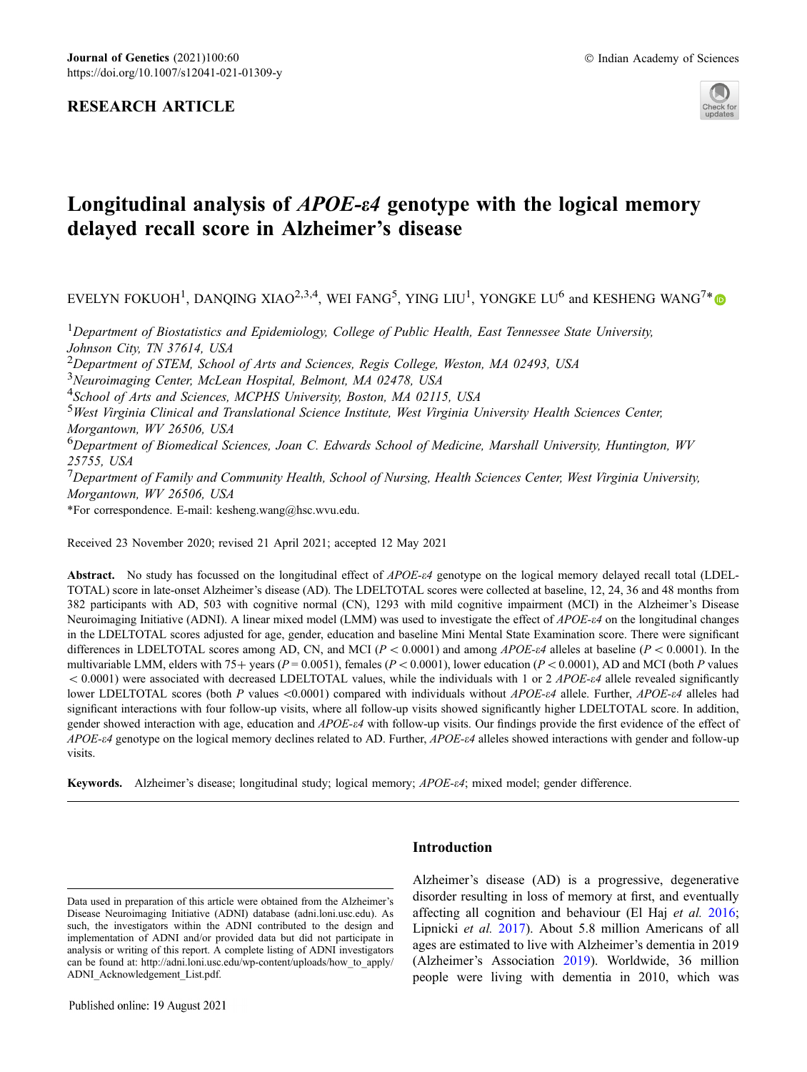RESEARCH ARTICLE

# Longitudinal analysis of *APOE-ε4* genotype with the logical memory delayed recall score in Alzheimer's disease

EVELYN FOKUOH[1], DANQING XIAO[2,3,4], WEI FANG[5], YING LIU[1], YONGKE LU[6] and KESHENG WANG[7]*

[1]Department of Biostatistics and Epidemiology, College of Public Health, East Tennessee State University, Johnson City, TN 37614, USA

[2]Department of STEM, School of Arts and Sciences, Regis College, Weston, MA 02493, USA

[3]Neuroimaging Center, McLean Hospital, Belmont, MA 02478, USA

[4]School of Arts and Sciences, MCPHS University, Boston, MA 02115, USA

[5]West Virginia Clinical and Translational Science Institute, West Virginia University Health Sciences Center, Morgantown, WV 26506, USA

[6]Department of Biomedical Sciences, Joan C. Edwards School of Medicine, Marshall University, Huntington, WV 25755, USA

[7]Department of Family and Community Health, School of Nursing, Health Sciences Center, West Virginia University, Morgantown, WV 26506, USA

*For correspondence. E-mail: kesheng.wang@hsc.wvu.edu.

Received 23 November 2020; revised 21 April 2021; accepted 12 May 2021

**Abstract.** No study has focussed on the longitudinal effect of *APOE-ε4* genotype on the logical memory delayed recall total (LDELTOTAL) score in late-onset Alzheimer's disease (AD). The LDELTOTAL scores were collected at baseline, 12, 24, 36 and 48 months from 382 participants with AD, 503 with cognitive normal (CN), 1293 with mild cognitive impairment (MCI) in the Alzheimer's Disease Neuroimaging Initiative (ADNI). A linear mixed model (LMM) was used to investigate the effect of *APOE-ε4* on the longitudinal changes in the LDELTOTAL scores adjusted for age, gender, education and baseline Mini Mental State Examination score. There were significant differences in LDELTOTAL scores among AD, CN, and MCI ($P < 0.0001$) and among *APOE-ε4* alleles at baseline ($P < 0.0001$). In the multivariable LMM, elders with 75+ years ($P = 0.0051$), females ($P < 0.0001$), lower education ($P < 0.0001$), AD and MCI (both $P$ values $< 0.0001$) were associated with decreased LDELTOTAL values, while the individuals with 1 or 2 *APOE-ε4* allele revealed significantly lower LDELTOTAL scores (both $P$ values $<0.0001$) compared with individuals without *APOE-ε4* allele. Further, *APOE-ε4* alleles had significant interactions with four follow-up visits, where all follow-up visits showed significantly higher LDELTOTAL score. In addition, gender showed interaction with age, education and *APOE-ε4* with follow-up visits. Our findings provide the first evidence of the effect of *APOE-ε4* genotype on the logical memory declines related to AD. Further, *APOE-ε4* alleles showed interactions with gender and follow-up visits.

**Keywords.** Alzheimer's disease; longitudinal study; logical memory; *APOE-ε4*; mixed model; gender difference.

## Introduction

Alzheimer's disease (AD) is a progressive, degenerative disorder resulting in loss of memory at first, and eventually affecting all cognition and behaviour (El Haj *et al.* 2016; Lipnicki *et al.* 2017). About 5.8 million Americans of all ages are estimated to live with Alzheimer's dementia in 2019 (Alzheimer's Association 2019). Worldwide, 36 million people were living with dementia in 2010, which was

Data used in preparation of this article were obtained from the Alzheimer's Disease Neuroimaging Initiative (ADNI) database (adni.loni.usc.edu). As such, the investigators within the ADNI contributed to the design and implementation of ADNI and/or provided data but did not participate in analysis or writing of this report. A complete listing of ADNI investigators can be found at: http://adni.loni.usc.edu/wp-content/uploads/how_to_apply/ADNI_Acknowledgement_List.pdf.

Published online: 19 August 2021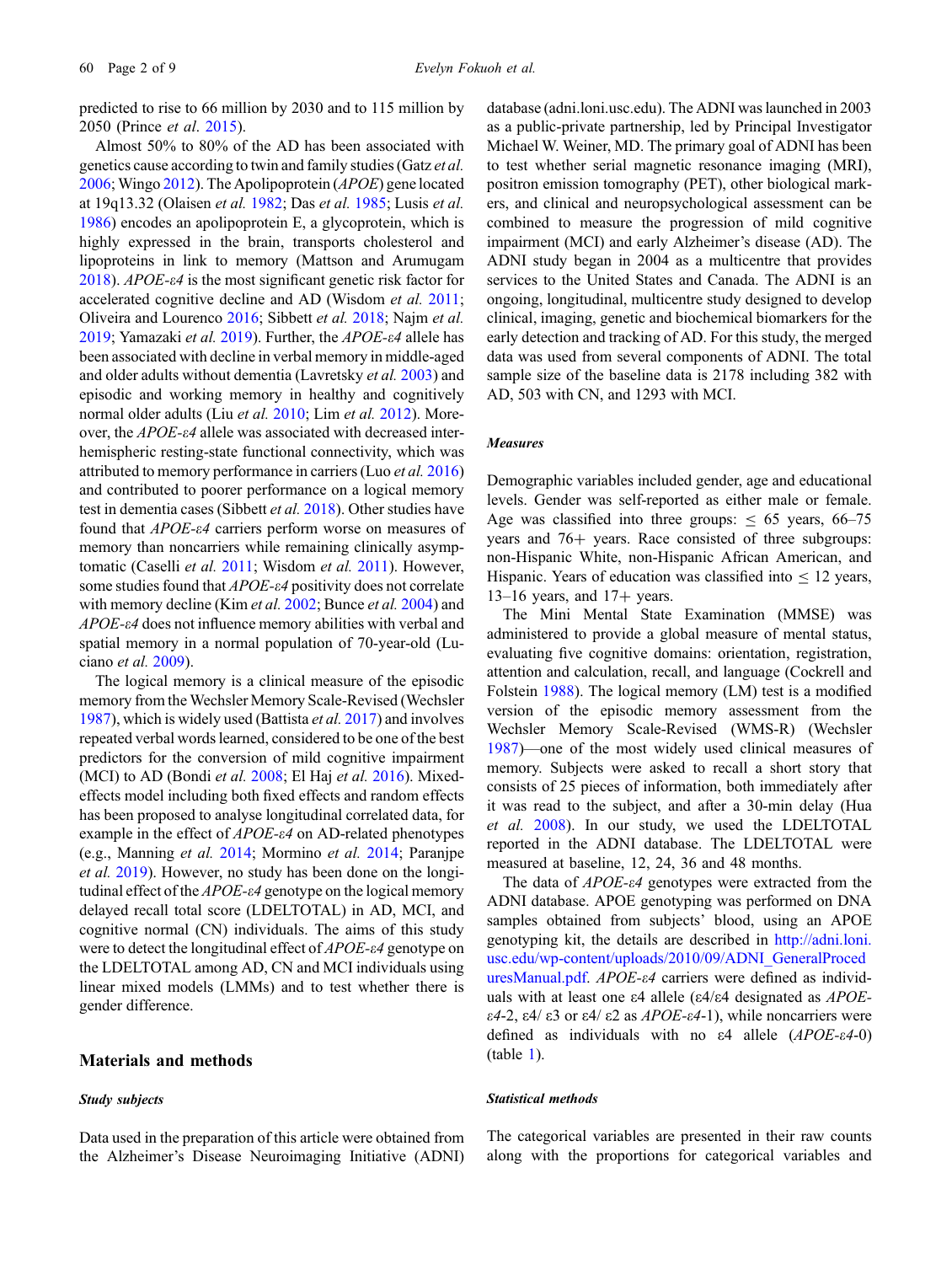predicted to rise to 66 million by 2030 and to 115 million by 2050 (Prince *et al.* 2015).

Almost 50% to 80% of the AD has been associated with genetics cause according to twin and family studies (Gatz *et al.* 2006; Wingo 2012). The Apolipoprotein (*APOE*) gene located at 19q13.32 (Olaisen *et al.* 1982; Das *et al.* 1985; Lusis *et al.* 1986) encodes an apolipoprotein E, a glycoprotein, which is highly expressed in the brain, transports cholesterol and lipoproteins in link to memory (Mattson and Arumugam 2018). *APOE-ε4* is the most significant genetic risk factor for accelerated cognitive decline and AD (Wisdom *et al.* 2011; Oliveira and Lourenco 2016; Sibbett *et al.* 2018; Najm *et al.* 2019; Yamazaki *et al.* 2019). Further, the *APOE-ε4* allele has been associated with decline in verbal memory in middle-aged and older adults without dementia (Lavretsky *et al.* 2003) and episodic and working memory in healthy and cognitively normal older adults (Liu *et al.* 2010; Lim *et al.* 2012). Moreover, the *APOE-ε4* allele was associated with decreased interhemispheric resting-state functional connectivity, which was attributed to memory performance in carriers (Luo *et al.* 2016) and contributed to poorer performance on a logical memory test in dementia cases (Sibbett *et al.* 2018). Other studies have found that *APOE-ε4* carriers perform worse on measures of memory than noncarriers while remaining clinically asymptomatic (Caselli *et al.* 2011; Wisdom *et al.* 2011). However, some studies found that *APOE-ε4* positivity does not correlate with memory decline (Kim *et al.* 2002; Bunce *et al.* 2004) and *APOE-ε4* does not influence memory abilities with verbal and spatial memory in a normal population of 70-year-old (Luciano *et al.* 2009).

The logical memory is a clinical measure of the episodic memory from the Wechsler Memory Scale-Revised (Wechsler 1987), which is widely used (Battista *et al.* 2017) and involves repeated verbal words learned, considered to be one of the best predictors for the conversion of mild cognitive impairment (MCI) to AD (Bondi *et al.* 2008; El Haj *et al.* 2016). Mixed-effects model including both fixed effects and random effects has been proposed to analyse longitudinal correlated data, for example in the effect of *APOE-ε4* on AD-related phenotypes (e.g., Manning *et al.* 2014; Mormino *et al.* 2014; Paranjpe *et al.* 2019). However, no study has been done on the longitudinal effect of the *APOE-ε4* genotype on the logical memory delayed recall total score (LDELTOTAL) in AD, MCI, and cognitive normal (CN) individuals. The aims of this study were to detect the longitudinal effect of *APOE-ε4* genotype on the LDELTOTAL among AD, CN and MCI individuals using linear mixed models (LMMs) and to test whether there is gender difference.

## Materials and methods

### *Study subjects*

Data used in the preparation of this article were obtained from the Alzheimer's Disease Neuroimaging Initiative (ADNI) database (adni.loni.usc.edu). The ADNI was launched in 2003 as a public-private partnership, led by Principal Investigator Michael W. Weiner, MD. The primary goal of ADNI has been to test whether serial magnetic resonance imaging (MRI), positron emission tomography (PET), other biological markers, and clinical and neuropsychological assessment can be combined to measure the progression of mild cognitive impairment (MCI) and early Alzheimer's disease (AD). The ADNI study began in 2004 as a multicentre that provides services to the United States and Canada. The ADNI is an ongoing, longitudinal, multicentre study designed to develop clinical, imaging, genetic and biochemical biomarkers for the early detection and tracking of AD. For this study, the merged data was used from several components of ADNI. The total sample size of the baseline data is 2178 including 382 with AD, 503 with CN, and 1293 with MCI.

### *Measures*

Demographic variables included gender, age and educational levels. Gender was self-reported as either male or female. Age was classified into three groups: ≤ 65 years, 66–75 years and 76+ years. Race consisted of three subgroups: non-Hispanic White, non-Hispanic African American, and Hispanic. Years of education was classified into ≤ 12 years, 13–16 years, and 17+ years.

The Mini Mental State Examination (MMSE) was administered to provide a global measure of mental status, evaluating five cognitive domains: orientation, registration, attention and calculation, recall, and language (Cockrell and Folstein 1988). The logical memory (LM) test is a modified version of the episodic memory assessment from the Wechsler Memory Scale-Revised (WMS-R) (Wechsler 1987)—one of the most widely used clinical measures of memory. Subjects were asked to recall a short story that consists of 25 pieces of information, both immediately after it was read to the subject, and after a 30-min delay (Hua *et al.* 2008). In our study, we used the LDELTOTAL reported in the ADNI database. The LDELTOTAL were measured at baseline, 12, 24, 36 and 48 months.

The data of *APOE-ε4* genotypes were extracted from the ADNI database. APOE genotyping was performed on DNA samples obtained from subjects' blood, using an APOE genotyping kit, the details are described in http://adni.loni.usc.edu/wp-content/uploads/2010/09/ADNI_GeneralProceduresManual.pdf. *APOE-ε4* carriers were defined as individuals with at least one ε4 allele (ε4/ε4 designated as *APOE-ε4*-2, ε4/ ε3 or ε4/ ε2 as *APOE-ε4*-1), while noncarriers were defined as individuals with no ε4 allele (*APOE-ε4*-0) (table 1).

### *Statistical methods*

The categorical variables are presented in their raw counts along with the proportions for categorical variables and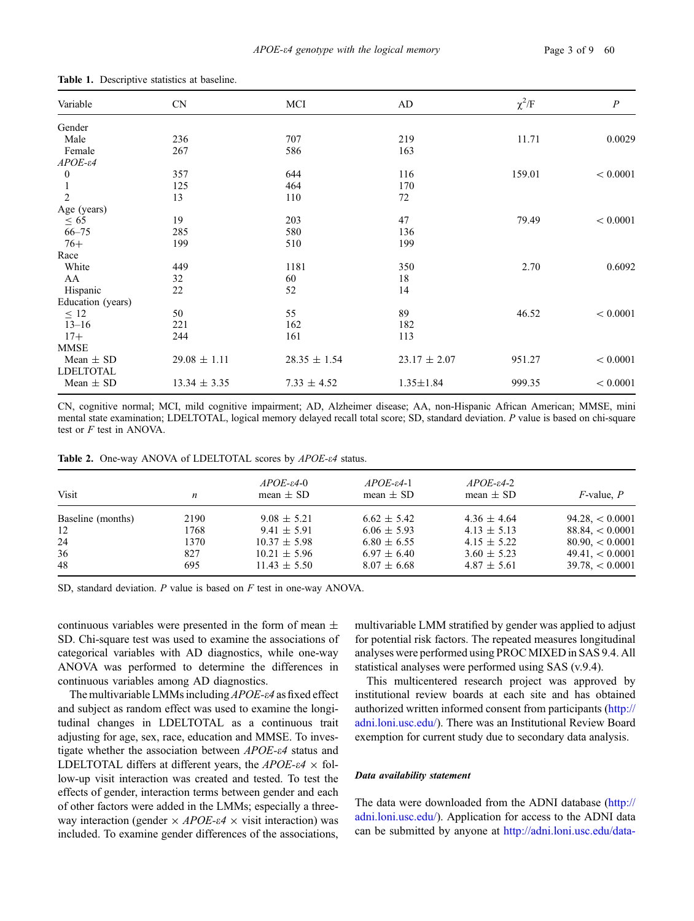**Table 1.** Descriptive statistics at baseline.

| Variable | CN | MCI | AD | $\chi^2$/F | *P* |
|---|---|---|---|---|---|
| Gender | | | | | |
| Male | 236 | 707 | 219 | 11.71 | 0.0029 |
| Female | 267 | 586 | 163 | | |
| *APOE-ε4* | | | | | |
| 0 | 357 | 644 | 116 | 159.01 | < 0.0001 |
| 1 | 125 | 464 | 170 | | |
| 2 | 13 | 110 | 72 | | |
| Age (years) | | | | | |
| ≤ 65 | 19 | 203 | 47 | 79.49 | < 0.0001 |
| 66–75 | 285 | 580 | 136 | | |
| 76+ | 199 | 510 | 199 | | |
| Race | | | | | |
| White | 449 | 1181 | 350 | 2.70 | 0.6092 |
| AA | 32 | 60 | 18 | | |
| Hispanic | 22 | 52 | 14 | | |
| Education (years) | | | | | |
| ≤ 12 | 50 | 55 | 89 | 46.52 | < 0.0001 |
| 13–16 | 221 | 162 | 182 | | |
| 17+ | 244 | 161 | 113 | | |
| MMSE | | | | | |
| Mean ± SD | 29.08 ± 1.11 | 28.35 ± 1.54 | 23.17 ± 2.07 | 951.27 | < 0.0001 |
| LDELTOTAL | | | | | |
| Mean ± SD | 13.34 ± 3.35 | 7.33 ± 4.52 | 1.35±1.84 | 999.35 | < 0.0001 |

CN, cognitive normal; MCI, mild cognitive impairment; AD, Alzheimer disease; AA, non-Hispanic African American; MMSE, mini mental state examination; LDELTOTAL, logical memory delayed recall total score; SD, standard deviation. *P* value is based on chi-square test or *F* test in ANOVA.

**Table 2.** One-way ANOVA of LDELTOTAL scores by *APOE-ε4* status.

| Visit | *n* | *APOE-ε4*-0 mean ± SD | *APOE-ε4*-1 mean ± SD | *APOE-ε4*-2 mean ± SD | *F*-value, *P* |
|---|---|---|---|---|---|
| Baseline (months) | 2190 | 9.08 ± 5.21 | 6.62 ± 5.42 | 4.36 ± 4.64 | 94.28, < 0.0001 |
| 12 | 1768 | 9.41 ± 5.91 | 6.06 ± 5.93 | 4.13 ± 5.13 | 88.84, < 0.0001 |
| 24 | 1370 | 10.37 ± 5.98 | 6.80 ± 6.55 | 4.15 ± 5.22 | 80.90, < 0.0001 |
| 36 | 827 | 10.21 ± 5.96 | 6.97 ± 6.40 | 3.60 ± 5.23 | 49.41, < 0.0001 |
| 48 | 695 | 11.43 ± 5.50 | 8.07 ± 6.68 | 4.87 ± 5.61 | 39.78, < 0.0001 |

SD, standard deviation. *P* value is based on *F* test in one-way ANOVA.

continuous variables were presented in the form of mean ± SD. Chi-square test was used to examine the associations of categorical variables with AD diagnostics, while one-way ANOVA was performed to determine the differences in continuous variables among AD diagnostics.

The multivariable LMMs including *APOE-ε4* as fixed effect and subject as random effect was used to examine the longitudinal changes in LDELTOTAL as a continuous trait adjusting for age, sex, race, education and MMSE. To investigate whether the association between *APOE-ε4* status and LDELTOTAL differs at different years, the *APOE-ε4* × follow-up visit interaction was created and tested. To test the effects of gender, interaction terms between gender and each of other factors were added in the LMMs; especially a three-way interaction (gender × *APOE-ε4* × visit interaction) was included. To examine gender differences of the associations, multivariable LMM stratified by gender was applied to adjust for potential risk factors. The repeated measures longitudinal analyses were performed using PROC MIXED in SAS 9.4. All statistical analyses were performed using SAS (v.9.4).

This multicentered research project was approved by institutional review boards at each site and has obtained authorized written informed consent from participants (http://adni.loni.usc.edu/). There was an Institutional Review Board exemption for current study due to secondary data analysis.

#### Data availability statement

The data were downloaded from the ADNI database (http://adni.loni.usc.edu/). Application for access to the ADNI data can be submitted by anyone at http://adni.loni.usc.edu/data-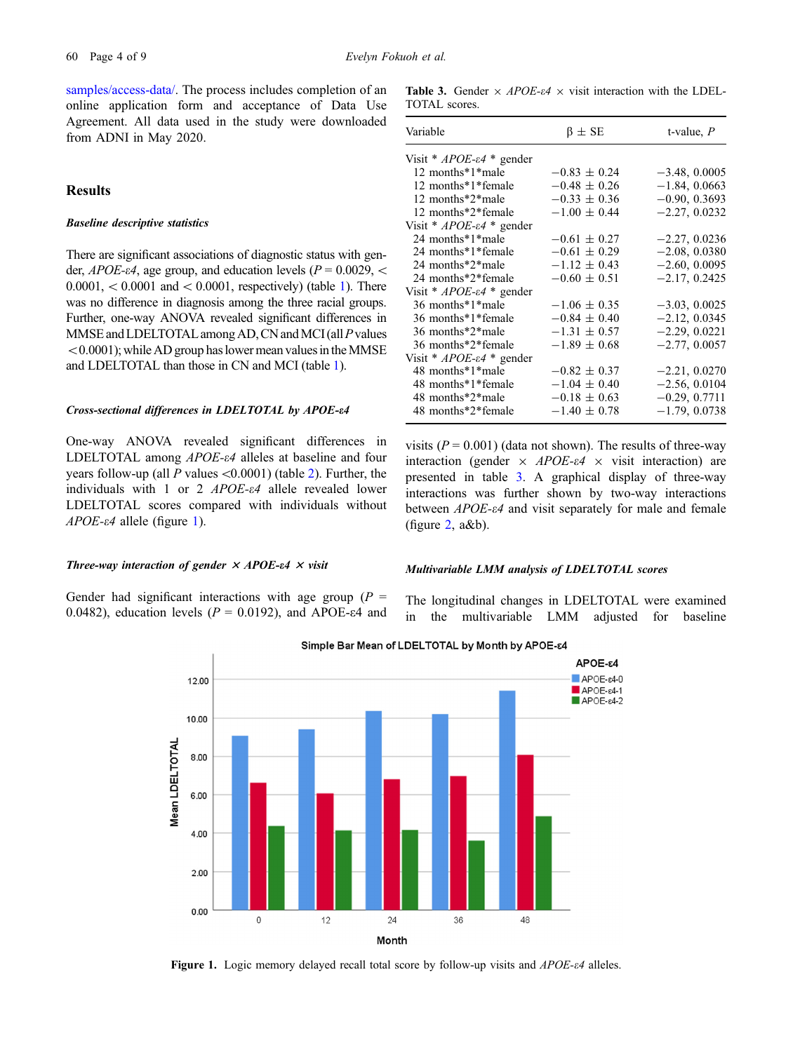samples/access-data/. The process includes completion of an online application form and acceptance of Data Use Agreement. All data used in the study were downloaded from ADNI in May 2020.

## Results

### *Baseline descriptive statistics*

There are significant associations of diagnostic status with gender, *APOE-ε4*, age group, and education levels ($P = 0.0029$, $< 0.0001$, $< 0.0001$ and $< 0.0001$, respectively) (table 1). There was no difference in diagnosis among the three racial groups. Further, one-way ANOVA revealed significant differences in MMSE and LDELTOTAL among AD, CN and MCI (all $P$ values $< 0.0001$); while AD group has lower mean values in the MMSE and LDELTOTAL than those in CN and MCI (table 1).

### *Cross-sectional differences in LDELTOTAL by APOE-ε4*

One-way ANOVA revealed significant differences in LDELTOTAL among *APOE-ε4* alleles at baseline and four years follow-up (all $P$ values $<0.0001$) (table 2). Further, the individuals with 1 or 2 *APOE-ε4* allele revealed lower LDELTOTAL scores compared with individuals without *APOE-ε4* allele (figure 1).

### *Three-way interaction of gender × APOE-ε4 × visit*

Gender had significant interactions with age group ($P = 0.0482$), education levels ($P = 0.0192$), and APOE-ε4 and visits ($P = 0.001$) (data not shown). The results of three-way interaction (gender × *APOE-ε4* × visit interaction) are presented in table 3. A graphical display of three-way interactions was further shown by two-way interactions between *APOE-ε4* and visit separately for male and female (figure 2, a&b).

**Table 3.** Gender × *APOE-ε4* × visit interaction with the LDELTOTAL scores.

| Variable | β ± SE | t-value, *P* |
|---|---|---|
| Visit * *APOE-ε4* * gender | | |
| 12 months*1*male | −0.83 ± 0.24 | −3.48, 0.0005 |
| 12 months*1*female | −0.48 ± 0.26 | −1.84, 0.0663 |
| 12 months*2*male | −0.33 ± 0.36 | −0.90, 0.3693 |
| 12 months*2*female | −1.00 ± 0.44 | −2.27, 0.0232 |
| Visit * *APOE-ε4* * gender | | |
| 24 months*1*male | −0.61 ± 0.27 | −2.27, 0.0236 |
| 24 months*1*female | −0.61 ± 0.29 | −2.08, 0.0380 |
| 24 months*2*male | −1.12 ± 0.43 | −2.60, 0.0095 |
| 24 months*2*female | −0.60 ± 0.51 | −2.17, 0.2425 |
| Visit * *APOE-ε4* * gender | | |
| 36 months*1*male | −1.06 ± 0.35 | −3.03, 0.0025 |
| 36 months*1*female | −0.84 ± 0.40 | −2.12, 0.0345 |
| 36 months*2*male | −1.31 ± 0.57 | −2.29, 0.0221 |
| 36 months*2*female | −1.89 ± 0.68 | −2.77, 0.0057 |
| Visit * *APOE-ε4* * gender | | |
| 48 months*1*male | −0.82 ± 0.37 | −2.21, 0.0270 |
| 48 months*1*female | −1.04 ± 0.40 | −2.56, 0.0104 |
| 48 months*2*male | −0.18 ± 0.63 | −0.29, 0.7711 |
| 48 months*2*female | −1.40 ± 0.78 | −1.79, 0.0738 |

### *Multivariable LMM analysis of LDELTOTAL scores*

The longitudinal changes in LDELTOTAL were examined in the multivariable LMM adjusted for baseline

**Figure 1.** Logic memory delayed recall total score by follow-up visits and *APOE-ε4* alleles.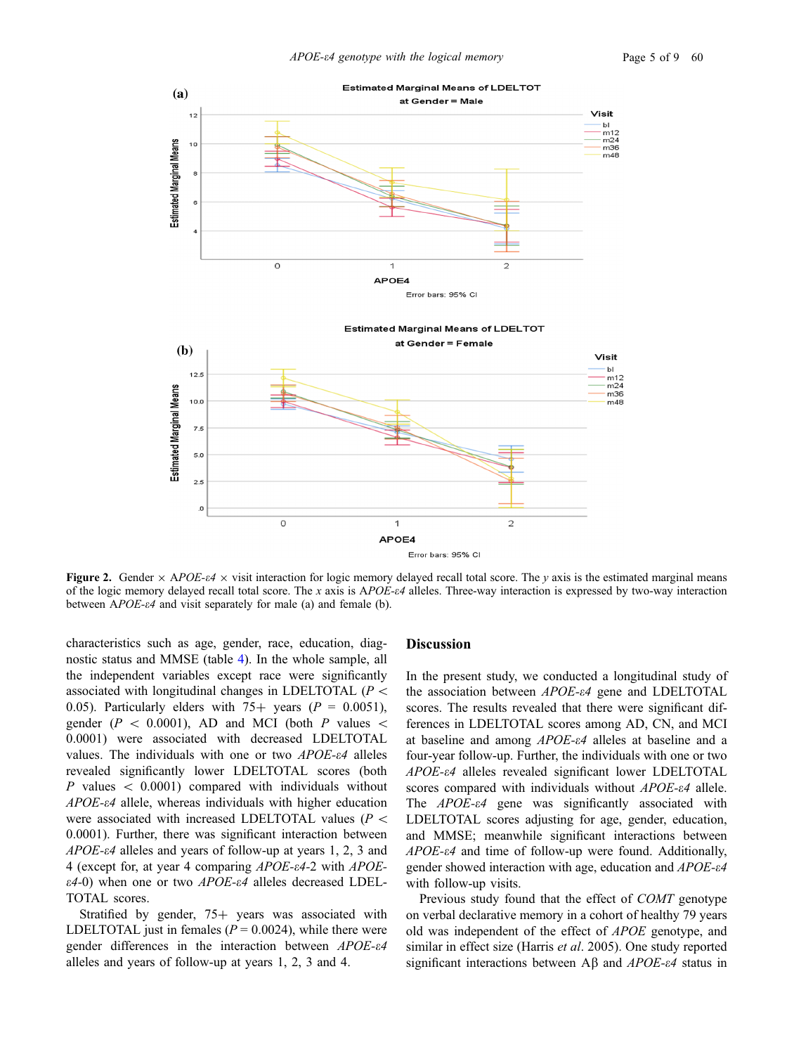**Figure 2.** Gender × A*POE-ε4* × visit interaction for logic memory delayed recall total score. The *y* axis is the estimated marginal means of the logic memory delayed recall total score. The *x* axis is A*POE-ε4* alleles. Three-way interaction is expressed by two-way interaction between A*POE-ε4* and visit separately for male (a) and female (b).

characteristics such as age, gender, race, education, diagnostic status and MMSE (table 4). In the whole sample, all the independent variables except race were significantly associated with longitudinal changes in LDELTOTAL ($P < 0.05$). Particularly elders with 75+ years ($P = 0.0051$), gender ($P < 0.0001$), AD and MCI (both $P$ values $< 0.0001$) were associated with decreased LDELTOTAL values. The individuals with one or two *APOE-ε4* alleles revealed significantly lower LDELTOTAL scores (both $P$ values $< 0.0001$) compared with individuals without *APOE-ε4* allele, whereas individuals with higher education were associated with increased LDELTOTAL values ($P < 0.0001$). Further, there was significant interaction between *APOE-ε4* alleles and years of follow-up at years 1, 2, 3 and 4 (except for, at year 4 comparing *APOE-ε4*-2 with *APOE-ε4*-0) when one or two *APOE-ε4* alleles decreased LDELTOTAL scores.

Stratified by gender, 75+ years was associated with LDELTOTAL just in females ($P = 0.0024$), while there were gender differences in the interaction between *APOE-ε4* alleles and years of follow-up at years 1, 2, 3 and 4.

## Discussion

In the present study, we conducted a longitudinal study of the association between *APOE-ε4* gene and LDELTOTAL scores. The results revealed that there were significant differences in LDELTOTAL scores among AD, CN, and MCI at baseline and among *APOE-ε4* alleles at baseline and a four-year follow-up. Further, the individuals with one or two *APOE-ε4* alleles revealed significant lower LDELTOTAL scores compared with individuals without *APOE-ε4* allele. The *APOE-ε4* gene was significantly associated with LDELTOTAL scores adjusting for age, gender, education, and MMSE; meanwhile significant interactions between *APOE-ε4* and time of follow-up were found. Additionally, gender showed interaction with age, education and *APOE-ε4* with follow-up visits.

Previous study found that the effect of *COMT* genotype on verbal declarative memory in a cohort of healthy 79 years old was independent of the effect of *APOE* genotype, and similar in effect size (Harris *et al*. 2005). One study reported significant interactions between Aβ and *APOE-ε4* status in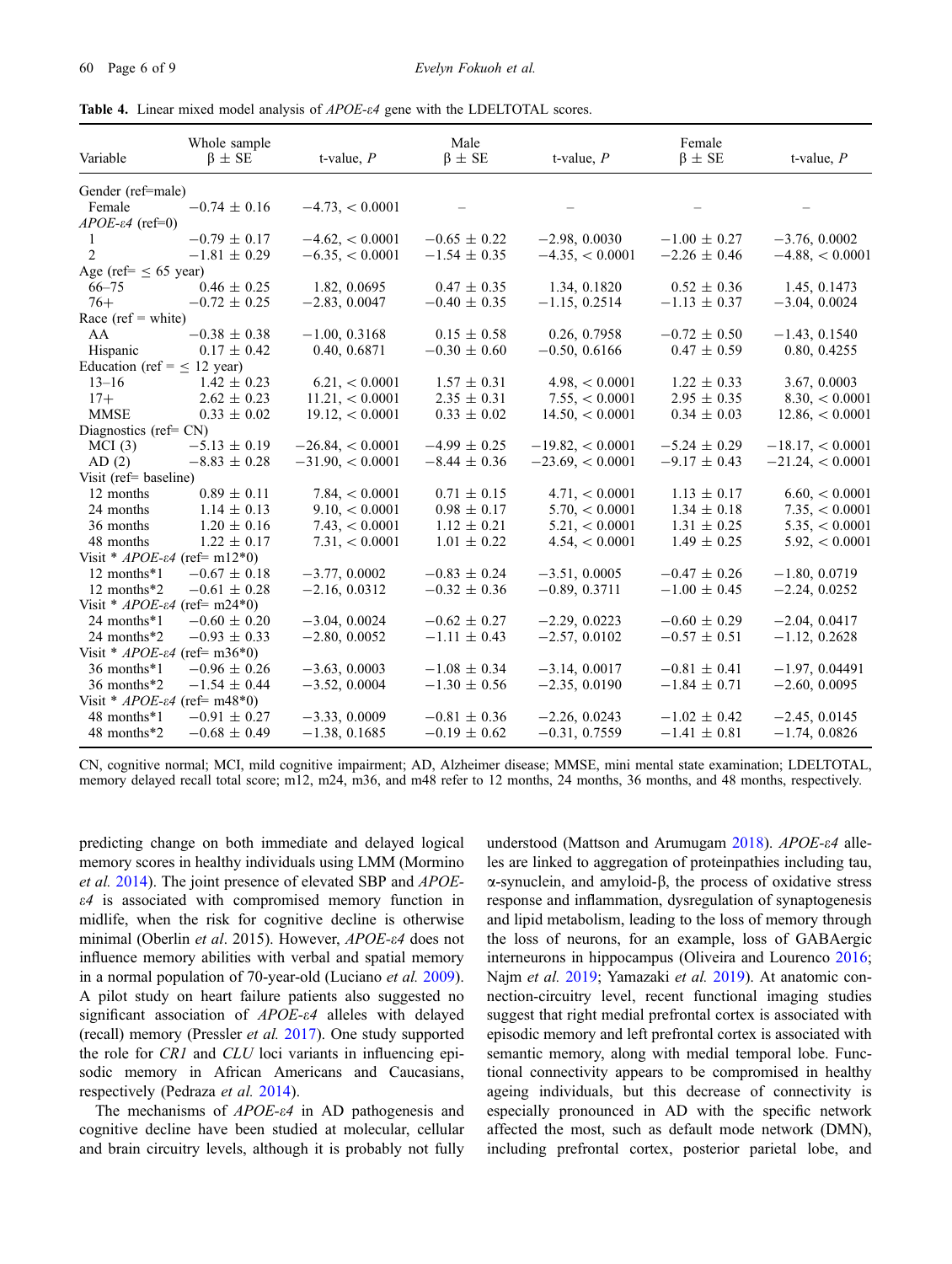**Table 4.** Linear mixed model analysis of *APOE-ε4* gene with the LDELTOTAL scores.

| Variable | Whole sample β ± SE | t-value, *P* | Male β ± SE | t-value, *P* | Female β ± SE | t-value, *P* |
|---|---|---|---|---|---|---|
| Gender (ref=male) | | | | | | |
| Female | −0.74 ± 0.16 | −4.73, < 0.0001 | – | – | – | – |
| *APOE-ε4* (ref=0) | | | | | | |
| 1 | −0.79 ± 0.17 | −4.62, < 0.0001 | −0.65 ± 0.22 | −2.98, 0.0030 | −1.00 ± 0.27 | −3.76, 0.0002 |
| 2 | −1.81 ± 0.29 | −6.35, < 0.0001 | −1.54 ± 0.35 | −4.35, < 0.0001 | −2.26 ± 0.46 | −4.88, < 0.0001 |
| Age (ref= ≤ 65 year) | | | | | | |
| 66–75 | 0.46 ± 0.25 | 1.82, 0.0695 | 0.47 ± 0.35 | 1.34, 0.1820 | 0.52 ± 0.36 | 1.45, 0.1473 |
| 76+ | −0.72 ± 0.25 | −2.83, 0.0047 | −0.40 ± 0.35 | −1.15, 0.2514 | −1.13 ± 0.37 | −3.04, 0.0024 |
| Race (ref = white) | | | | | | |
| AA | −0.38 ± 0.38 | −1.00, 0.3168 | 0.15 ± 0.58 | 0.26, 0.7958 | −0.72 ± 0.50 | −1.43, 0.1540 |
| Hispanic | 0.17 ± 0.42 | 0.40, 0.6871 | −0.30 ± 0.60 | −0.50, 0.6166 | 0.47 ± 0.59 | 0.80, 0.4255 |
| Education (ref = ≤ 12 year) | | | | | | |
| 13–16 | 1.42 ± 0.23 | 6.21, < 0.0001 | 1.57 ± 0.31 | 4.98, < 0.0001 | 1.22 ± 0.33 | 3.67, 0.0003 |
| 17+ | 2.62 ± 0.23 | 11.21, < 0.0001 | 2.35 ± 0.31 | 7.55, < 0.0001 | 2.95 ± 0.35 | 8.30, < 0.0001 |
| MMSE | 0.33 ± 0.02 | 19.12, < 0.0001 | 0.33 ± 0.02 | 14.50, < 0.0001 | 0.34 ± 0.03 | 12.86, < 0.0001 |
| Diagnostics (ref= CN) | | | | | | |
| MCI (3) | −5.13 ± 0.19 | −26.84, < 0.0001 | −4.99 ± 0.25 | −19.82, < 0.0001 | −5.24 ± 0.29 | −18.17, < 0.0001 |
| AD (2) | −8.83 ± 0.28 | −31.90, < 0.0001 | −8.44 ± 0.36 | −23.69, < 0.0001 | −9.17 ± 0.43 | −21.24, < 0.0001 |
| Visit (ref= baseline) | | | | | | |
| 12 months | 0.89 ± 0.11 | 7.84, < 0.0001 | 0.71 ± 0.15 | 4.71, < 0.0001 | 1.13 ± 0.17 | 6.60, < 0.0001 |
| 24 months | 1.14 ± 0.13 | 9.10, < 0.0001 | 0.98 ± 0.17 | 5.70, < 0.0001 | 1.34 ± 0.18 | 7.35, < 0.0001 |
| 36 months | 1.20 ± 0.16 | 7.43, < 0.0001 | 1.12 ± 0.21 | 5.21, < 0.0001 | 1.31 ± 0.25 | 5.35, < 0.0001 |
| 48 months | 1.22 ± 0.17 | 7.31, < 0.0001 | 1.01 ± 0.22 | 4.54, < 0.0001 | 1.49 ± 0.25 | 5.92, < 0.0001 |
| Visit * *APOE-ε4* (ref= m12*0) | | | | | | |
| 12 months*1 | −0.67 ± 0.18 | −3.77, 0.0002 | −0.83 ± 0.24 | −3.51, 0.0005 | −0.47 ± 0.26 | −1.80, 0.0719 |
| 12 months*2 | −0.61 ± 0.28 | −2.16, 0.0312 | −0.32 ± 0.36 | −0.89, 0.3711 | −1.00 ± 0.45 | −2.24, 0.0252 |
| Visit * *APOE-ε4* (ref= m24*0) | | | | | | |
| 24 months*1 | −0.60 ± 0.20 | −3.04, 0.0024 | −0.62 ± 0.27 | −2.29, 0.0223 | −0.60 ± 0.29 | −2.04, 0.0417 |
| 24 months*2 | −0.93 ± 0.33 | −2.80, 0.0052 | −1.11 ± 0.43 | −2.57, 0.0102 | −0.57 ± 0.51 | −1.12, 0.2628 |
| Visit * *APOE-ε4* (ref= m36*0) | | | | | | |
| 36 months*1 | −0.96 ± 0.26 | −3.63, 0.0003 | −1.08 ± 0.34 | −3.14, 0.0017 | −0.81 ± 0.41 | −1.97, 0.04491 |
| 36 months*2 | −1.54 ± 0.44 | −3.52, 0.0004 | −1.30 ± 0.56 | −2.35, 0.0190 | −1.84 ± 0.71 | −2.60, 0.0095 |
| Visit * *APOE-ε4* (ref= m48*0) | | | | | | |
| 48 months*1 | −0.91 ± 0.27 | −3.33, 0.0009 | −0.81 ± 0.36 | −2.26, 0.0243 | −1.02 ± 0.42 | −2.45, 0.0145 |
| 48 months*2 | −0.68 ± 0.49 | −1.38, 0.1685 | −0.19 ± 0.62 | −0.31, 0.7559 | −1.41 ± 0.81 | −1.74, 0.0826 |

CN, cognitive normal; MCI, mild cognitive impairment; AD, Alzheimer disease; MMSE, mini mental state examination; LDELTOTAL, memory delayed recall total score; m12, m24, m36, and m48 refer to 12 months, 24 months, 36 months, and 48 months, respectively.

predicting change on both immediate and delayed logical memory scores in healthy individuals using LMM (Mormino *et al.* 2014). The joint presence of elevated SBP and *APOE-ε4* is associated with compromised memory function in midlife, when the risk for cognitive decline is otherwise minimal (Oberlin *et al*. 2015). However, *APOE-ε4* does not influence memory abilities with verbal and spatial memory in a normal population of 70-year-old (Luciano *et al.* 2009). A pilot study on heart failure patients also suggested no significant association of *APOE-ε4* alleles with delayed (recall) memory (Pressler *et al.* 2017). One study supported the role for *CR1* and *CLU* loci variants in influencing episodic memory in African Americans and Caucasians, respectively (Pedraza *et al.* 2014).

The mechanisms of *APOE-ε4* in AD pathogenesis and cognitive decline have been studied at molecular, cellular and brain circuitry levels, although it is probably not fully understood (Mattson and Arumugam 2018). *APOE-ε4* alleles are linked to aggregation of proteinpathies including tau, α-synuclein, and amyloid-β, the process of oxidative stress response and inflammation, dysregulation of synaptogenesis and lipid metabolism, leading to the loss of memory through the loss of neurons, for an example, loss of GABAergic interneurons in hippocampus (Oliveira and Lourenco 2016; Najm *et al.* 2019; Yamazaki *et al.* 2019). At anatomic connection-circuitry level, recent functional imaging studies suggest that right medial prefrontal cortex is associated with episodic memory and left prefrontal cortex is associated with semantic memory, along with medial temporal lobe. Functional connectivity appears to be compromised in healthy ageing individuals, but this decrease of connectivity is especially pronounced in AD with the specific network affected the most, such as default mode network (DMN), including prefrontal cortex, posterior parietal lobe, and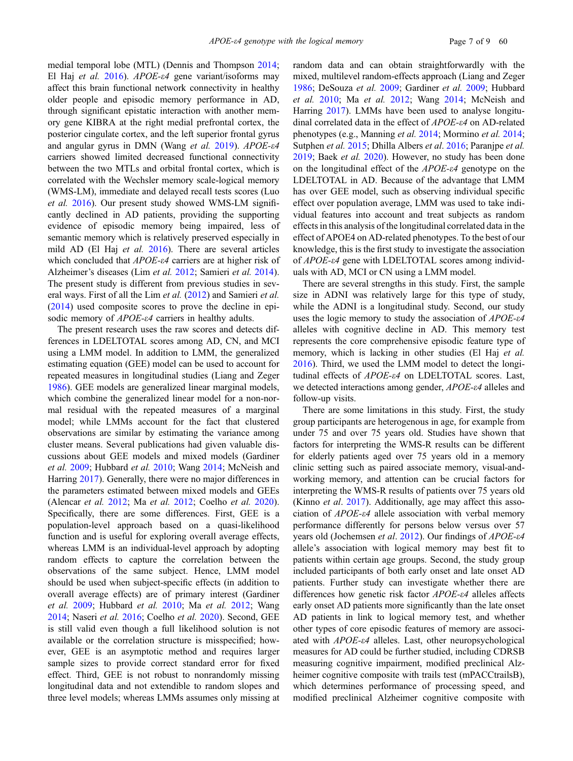medial temporal lobe (MTL) (Dennis and Thompson 2014; El Haj *et al.* 2016). *APOE-ε4* gene variant/isoforms may affect this brain functional network connectivity in healthy older people and episodic memory performance in AD, through significant epistatic interaction with another memory gene KIBRA at the right medial prefrontal cortex, the posterior cingulate cortex, and the left superior frontal gyrus and angular gyrus in DMN (Wang *et al.* 2019). *APOE-ε4* carriers showed limited decreased functional connectivity between the two MTLs and orbital frontal cortex, which is correlated with the Wechsler memory scale-logical memory (WMS-LM), immediate and delayed recall tests scores (Luo *et al.* 2016). Our present study showed WMS-LM significantly declined in AD patients, providing the supporting evidence of episodic memory being impaired, less of semantic memory which is relatively preserved especially in mild AD (El Haj *et al.* 2016). There are several articles which concluded that *APOE-ε4* carriers are at higher risk of Alzheimer's diseases (Lim *et al.* 2012; Samieri *et al.* 2014). The present study is different from previous studies in several ways. First of all the Lim *et al.* (2012) and Samieri *et al.* (2014) used composite scores to prove the decline in episodic memory of *APOE-ε4* carriers in healthy adults.

The present research uses the raw scores and detects differences in LDELTOTAL scores among AD, CN, and MCI using a LMM model. In addition to LMM, the generalized estimating equation (GEE) model can be used to account for repeated measures in longitudinal studies (Liang and Zeger 1986). GEE models are generalized linear marginal models, which combine the generalized linear model for a non-normal residual with the repeated measures of a marginal model; while LMMs account for the fact that clustered observations are similar by estimating the variance among cluster means. Several publications had given valuable discussions about GEE models and mixed models (Gardiner *et al.* 2009; Hubbard *et al.* 2010; Wang 2014; McNeish and Harring 2017). Generally, there were no major differences in the parameters estimated between mixed models and GEEs (Alencar *et al.* 2012; Ma *et al.* 2012; Coelho *et al.* 2020). Specifically, there are some differences. First, GEE is a population-level approach based on a quasi-likelihood function and is useful for exploring overall average effects, whereas LMM is an individual-level approach by adopting random effects to capture the correlation between the observations of the same subject. Hence, LMM model should be used when subject-specific effects (in addition to overall average effects) are of primary interest (Gardiner *et al.* 2009; Hubbard *et al.* 2010; Ma *et al.* 2012; Wang 2014; Naseri *et al.* 2016; Coelho *et al.* 2020). Second, GEE is still valid even though a full likelihood solution is not available or the correlation structure is misspecified; however, GEE is an asymptotic method and requires larger sample sizes to provide correct standard error for fixed effect. Third, GEE is not robust to nonrandomly missing longitudinal data and not extendible to random slopes and three level models; whereas LMMs assumes only missing at random data and can obtain straightforwardly with the mixed, multilevel random-effects approach (Liang and Zeger 1986; DeSouza *et al.* 2009; Gardiner *et al.* 2009; Hubbard *et al.* 2010; Ma *et al.* 2012; Wang 2014; McNeish and Harring 2017). LMMs have been used to analyse longitudinal correlated data in the effect of *APOE-ε4* on AD-related phenotypes (e.g., Manning *et al.* 2014; Mormino *et al.* 2014; Sutphen *et al.* 2015; Dhilla Albers *et al.* 2016; Paranjpe *et al.* 2019; Baek *et al.* 2020). However, no study has been done on the longitudinal effect of the *APOE-ε4* genotype on the LDELTOTAL in AD. Because of the advantage that LMM has over GEE model, such as observing individual specific effect over population average, LMM was used to take individual features into account and treat subjects as random effects in this analysis of the longitudinal correlated data in the effect of APOE4 on AD-related phenotypes. To the best of our knowledge, this is the first study to investigate the association of *APOE-ε4* gene with LDELTOTAL scores among individuals with AD, MCI or CN using a LMM model.

There are several strengths in this study. First, the sample size in ADNI was relatively large for this type of study, while the ADNI is a longitudinal study. Second, our study uses the logic memory to study the association of *APOE-ε4* alleles with cognitive decline in AD. This memory test represents the core comprehensive episodic feature type of memory, which is lacking in other studies (El Haj *et al.* 2016). Third, we used the LMM model to detect the longitudinal effects of *APOE-ε4* on LDELTOTAL scores. Last, we detected interactions among gender, *APOE-ε4* alleles and follow-up visits.

There are some limitations in this study. First, the study group participants are heterogenous in age, for example from under 75 and over 75 years old. Studies have shown that factors for interpreting the WMS-R results can be different for elderly patients aged over 75 years old in a memory clinic setting such as paired associate memory, visual-and-working memory, and attention can be crucial factors for interpreting the WMS-R results of patients over 75 years old (Kinno *et al.* 2017). Additionally, age may affect this association of *APOE-ε4* allele association with verbal memory performance differently for persons below versus over 57 years old (Jochemsen *et al*. 2012). Our findings of *APOE-ε4* allele's association with logical memory may best fit to patients within certain age groups. Second, the study group included participants of both early onset and late onset AD patients. Further study can investigate whether there are differences how genetic risk factor *APOE-ε4* alleles affects early onset AD patients more significantly than the late onset AD patients in link to logical memory test, and whether other types of core episodic features of memory are associated with *APOE-ε4* alleles. Last, other neuropsychological measures for AD could be further studied, including CDRSB measuring cognitive impairment, modified preclinical Alzheimer cognitive composite with trails test (mPACCtrailsB), which determines performance of processing speed, and modified preclinical Alzheimer cognitive composite with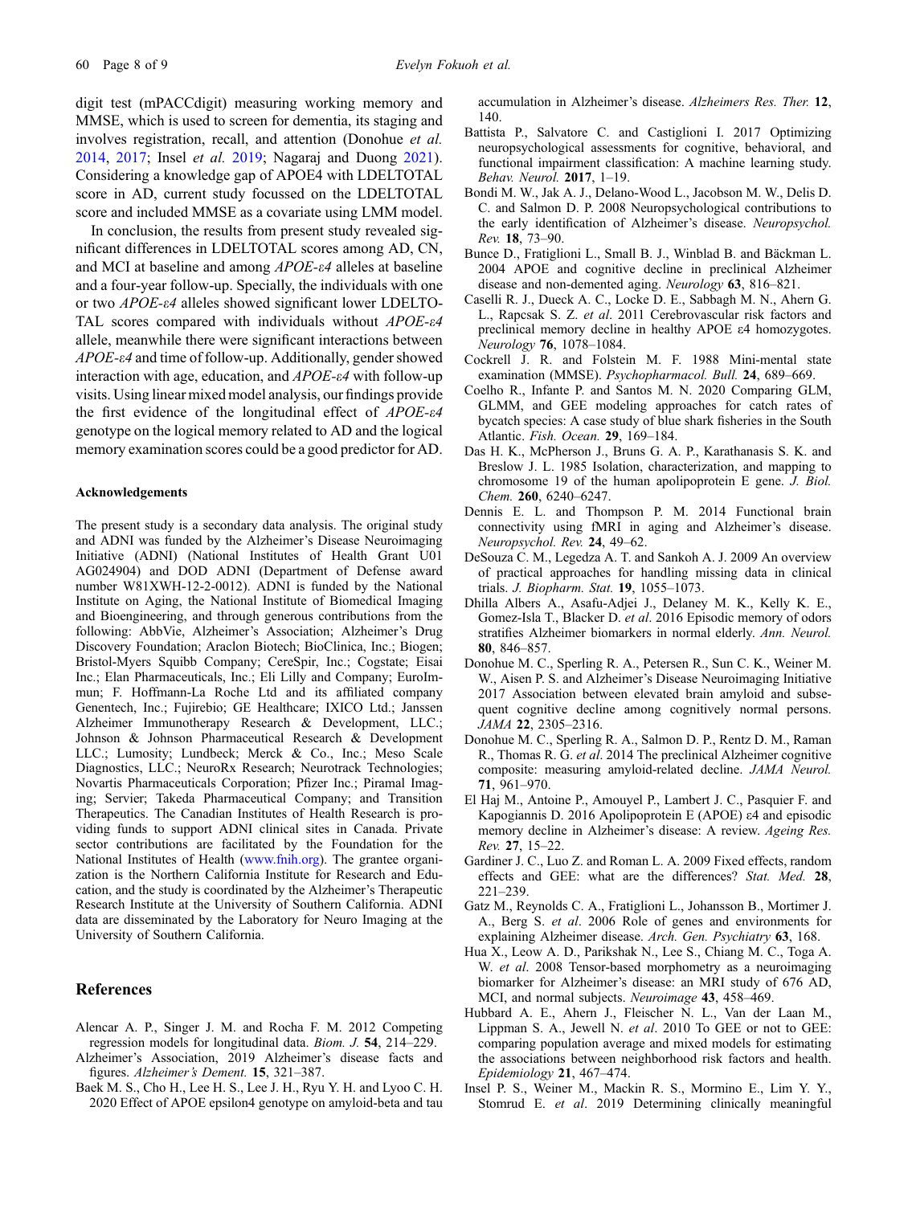digit test (mPACCdigit) measuring working memory and MMSE, which is used to screen for dementia, its staging and involves registration, recall, and attention (Donohue *et al.* 2014, 2017; Insel *et al.* 2019; Nagaraj and Duong 2021). Considering a knowledge gap of APOE4 with LDELTOTAL score in AD, current study focussed on the LDELTOTAL score and included MMSE as a covariate using LMM model.

In conclusion, the results from present study revealed significant differences in LDELTOTAL scores among AD, CN, and MCI at baseline and among *APOE-ε4* alleles at baseline and a four-year follow-up. Specially, the individuals with one or two *APOE-ε4* alleles showed significant lower LDELTOTAL scores compared with individuals without *APOE-ε4* allele, meanwhile there were significant interactions between *APOE-ε4* and time of follow-up. Additionally, gender showed interaction with age, education, and *APOE-ε4* with follow-up visits. Using linear mixed model analysis, our findings provide the first evidence of the longitudinal effect of *APOE-ε4* genotype on the logical memory related to AD and the logical memory examination scores could be a good predictor for AD.

#### Acknowledgements

The present study is a secondary data analysis. The original study and ADNI was funded by the Alzheimer's Disease Neuroimaging Initiative (ADNI) (National Institutes of Health Grant U01 AG024904) and DOD ADNI (Department of Defense award number W81XWH-12-2-0012). ADNI is funded by the National Institute on Aging, the National Institute of Biomedical Imaging and Bioengineering, and through generous contributions from the following: AbbVie, Alzheimer's Association; Alzheimer's Drug Discovery Foundation; Araclon Biotech; BioClinica, Inc.; Biogen; Bristol-Myers Squibb Company; CereSpir, Inc.; Cogstate; Eisai Inc.; Elan Pharmaceuticals, Inc.; Eli Lilly and Company; EuroImmun; F. Hoffmann-La Roche Ltd and its affiliated company Genentech, Inc.; Fujirebio; GE Healthcare; IXICO Ltd.; Janssen Alzheimer Immunotherapy Research & Development, LLC.; Johnson & Johnson Pharmaceutical Research & Development LLC.; Lumosity; Lundbeck; Merck & Co., Inc.; Meso Scale Diagnostics, LLC.; NeuroRx Research; Neurotrack Technologies; Novartis Pharmaceuticals Corporation; Pfizer Inc.; Piramal Imaging; Servier; Takeda Pharmaceutical Company; and Transition Therapeutics. The Canadian Institutes of Health Research is providing funds to support ADNI clinical sites in Canada. Private sector contributions are facilitated by the Foundation for the National Institutes of Health (www.fnih.org). The grantee organization is the Northern California Institute for Research and Education, and the study is coordinated by the Alzheimer's Therapeutic Research Institute at the University of Southern California. ADNI data are disseminated by the Laboratory for Neuro Imaging at the University of Southern California.

## References

Alencar A. P., Singer J. M. and Rocha F. M. 2012 Competing regression models for longitudinal data. *Biom. J.* **54**, 214–229.

Alzheimer's Association, 2019 Alzheimer's disease facts and figures. *Alzheimer's Dement.* **15**, 321–387.

Baek M. S., Cho H., Lee H. S., Lee J. H., Ryu Y. H. and Lyoo C. H. 2020 Effect of APOE epsilon4 genotype on amyloid-beta and tau accumulation in Alzheimer's disease. *Alzheimers Res. Ther.* **12**, 140.

Battista P., Salvatore C. and Castiglioni I. 2017 Optimizing neuropsychological assessments for cognitive, behavioral, and functional impairment classification: A machine learning study. *Behav. Neurol.* **2017**, 1–19.

Bondi M. W., Jak A. J., Delano-Wood L., Jacobson M. W., Delis D. C. and Salmon D. P. 2008 Neuropsychological contributions to the early identification of Alzheimer's disease. *Neuropsychol. Rev.* **18**, 73–90.

Bunce D., Fratiglioni L., Small B. J., Winblad B. and Bäckman L. 2004 APOE and cognitive decline in preclinical Alzheimer disease and non-demented aging. *Neurology* **63**, 816–821.

Caselli R. J., Dueck A. C., Locke D. E., Sabbagh M. N., Ahern G. L., Rapcsak S. Z. *et al*. 2011 Cerebrovascular risk factors and preclinical memory decline in healthy APOE ε4 homozygotes. *Neurology* **76**, 1078–1084.

Cockrell J. R. and Folstein M. F. 1988 Mini-mental state examination (MMSE). *Psychopharmacol. Bull.* **24**, 689–669.

Coelho R., Infante P. and Santos M. N. 2020 Comparing GLM, GLMM, and GEE modeling approaches for catch rates of bycatch species: A case study of blue shark fisheries in the South Atlantic. *Fish. Ocean.* **29**, 169–184.

Das H. K., McPherson J., Bruns G. A. P., Karathanasis S. K. and Breslow J. L. 1985 Isolation, characterization, and mapping to chromosome 19 of the human apolipoprotein E gene. *J. Biol. Chem.* **260**, 6240–6247.

Dennis E. L. and Thompson P. M. 2014 Functional brain connectivity using fMRI in aging and Alzheimer's disease. *Neuropsychol. Rev.* **24**, 49–62.

DeSouza C. M., Legedza A. T. and Sankoh A. J. 2009 An overview of practical approaches for handling missing data in clinical trials. *J. Biopharm. Stat.* **19**, 1055–1073.

Dhilla Albers A., Asafu-Adjei J., Delaney M. K., Kelly K. E., Gomez-Isla T., Blacker D. *et al*. 2016 Episodic memory of odors stratifies Alzheimer biomarkers in normal elderly. *Ann. Neurol.* **80**, 846–857.

Donohue M. C., Sperling R. A., Petersen R., Sun C. K., Weiner M. W., Aisen P. S. and Alzheimer's Disease Neuroimaging Initiative 2017 Association between elevated brain amyloid and subsequent cognitive decline among cognitively normal persons. *JAMA* **22**, 2305–2316.

Donohue M. C., Sperling R. A., Salmon D. P., Rentz D. M., Raman R., Thomas R. G. *et al*. 2014 The preclinical Alzheimer cognitive composite: measuring amyloid-related decline. *JAMA Neurol.* **71**, 961–970.

El Haj M., Antoine P., Amouyel P., Lambert J. C., Pasquier F. and Kapogiannis D. 2016 Apolipoprotein E (APOE) ε4 and episodic memory decline in Alzheimer's disease: A review. *Ageing Res. Rev.* **27**, 15–22.

Gardiner J. C., Luo Z. and Roman L. A. 2009 Fixed effects, random effects and GEE: what are the differences? *Stat. Med.* **28**, 221–239.

Gatz M., Reynolds C. A., Fratiglioni L., Johansson B., Mortimer J. A., Berg S. *et al*. 2006 Role of genes and environments for explaining Alzheimer disease. *Arch. Gen. Psychiatry* **63**, 168.

Hua X., Leow A. D., Parikshak N., Lee S., Chiang M. C., Toga A. W. *et al*. 2008 Tensor-based morphometry as a neuroimaging biomarker for Alzheimer's disease: an MRI study of 676 AD, MCI, and normal subjects. *Neuroimage* **43**, 458–469.

Hubbard A. E., Ahern J., Fleischer N. L., Van der Laan M., Lippman S. A., Jewell N. *et al*. 2010 To GEE or not to GEE: comparing population average and mixed models for estimating the associations between neighborhood risk factors and health. *Epidemiology* **21**, 467–474.

Insel P. S., Weiner M., Mackin R. S., Mormino E., Lim Y. Y., Stomrud E. *et al*. 2019 Determining clinically meaningful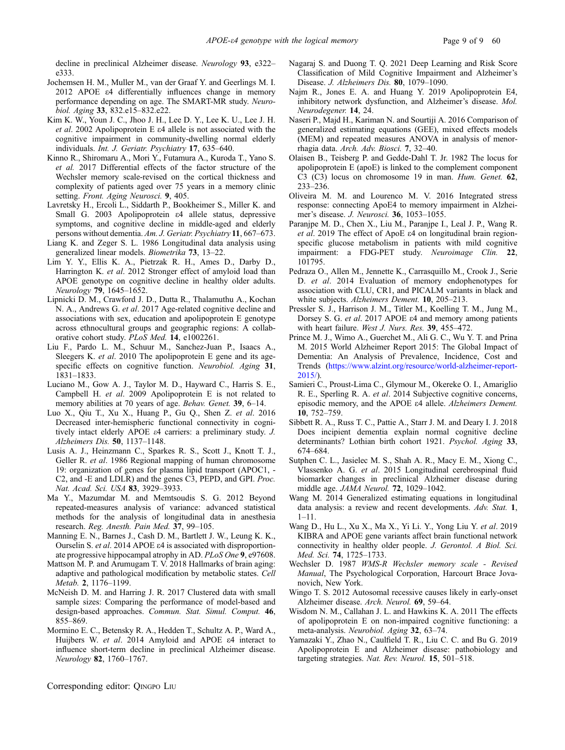decline in preclinical Alzheimer disease. *Neurology* **93**, e322–e333.

Jochemsen H. M., Muller M., van der Graaf Y. and Geerlings M. I. 2012 APOE ε4 differentially influences change in memory performance depending on age. The SMART-MR study. *Neurobiol. Aging* **33**, 832.e15–832.e22.

Kim K. W., Youn J. C., Jhoo J. H., Lee D. Y., Lee K. U., Lee J. H. *et al*. 2002 Apolipoprotein E ε4 allele is not associated with the cognitive impairment in community-dwelling normal elderly individuals. *Int. J. Geriatr. Psychiatry* **17**, 635–640.

Kinno R., Shiromaru A., Mori Y., Futamura A., Kuroda T., Yano S. *et al.* 2017 Differential effects of the factor structure of the Wechsler memory scale-revised on the cortical thickness and complexity of patients aged over 75 years in a memory clinic setting. *Front. Aging Neurosci.* **9**, 405.

Lavretsky H., Ercoli L., Siddarth P., Bookheimer S., Miller K. and Small G. 2003 Apolipoprotein ε4 allele status, depressive symptoms, and cognitive decline in middle-aged and elderly persons without dementia. *Am. J. Geriatr. Psychiatry* **11**, 667–673.

Liang K. and Zeger S. L. 1986 Longitudinal data analysis using generalized linear models. *Biometrika* **73**, 13–22.

Lim Y. Y., Ellis K. A., Pietrzak R. H., Ames D., Darby D., Harrington K. *et al*. 2012 Stronger effect of amyloid load than APOE genotype on cognitive decline in healthy older adults. *Neurology* **79**, 1645–1652.

Lipnicki D. M., Crawford J. D., Dutta R., Thalamuthu A., Kochan N. A., Andrews G. *et al*. 2017 Age-related cognitive decline and associations with sex, education and apolipoprotein E genotype across ethnocultural groups and geographic regions: A collaborative cohort study. *PLoS Med.* **14**, e1002261.

Liu F., Pardo L. M., Schuur M., Sanchez-Juan P., Isaacs A., Sleegers K. *et al*. 2010 The apolipoprotein E gene and its age-specific effects on cognitive function. *Neurobiol. Aging* **31**, 1831–1833.

Luciano M., Gow A. J., Taylor M. D., Hayward C., Harris S. E., Campbell H. *et al*. 2009 Apolipoprotein E is not related to memory abilities at 70 years of age. *Behav. Genet.* **39**, 6–14.

Luo X., Qiu T., Xu X., Huang P., Gu Q., Shen Z. *et al*. 2016 Decreased inter-hemispheric functional connectivity in cognitively intact elderly APOE ε4 carriers: a preliminary study. *J. Alzheimers Dis.* **50**, 1137–1148.

Lusis A. J., Heinzmann C., Sparkes R. S., Scott J., Knott T. J., Geller R. *et al*. 1986 Regional mapping of human chromosome 19: organization of genes for plasma lipid transport (APOC1, -C2, and -E and LDLR) and the genes C3, PEPD, and GPI. *Proc. Nat. Acad. Sci. USA* **83**, 3929–3933.

Ma Y., Mazumdar M. and Memtsoudis S. G. 2012 Beyond repeated-measures analysis of variance: advanced statistical methods for the analysis of longitudinal data in anesthesia research. *Reg. Anesth. Pain Med.* **37**, 99–105.

Manning E. N., Barnes J., Cash D. M., Bartlett J. W., Leung K. K., Ourselin S. *et al*. 2014 APOE ε4 is associated with disproportionate progressive hippocampal atrophy in AD. *PLoS One* **9**, e97608.

Mattson M. P. and Arumugam T. V. 2018 Hallmarks of brain aging: adaptive and pathological modification by metabolic states. *Cell Metab.* **2**, 1176–1199.

McNeish D. M. and Harring J. R. 2017 Clustered data with small sample sizes: Comparing the performance of model-based and design-based approaches. *Commun. Stat. Simul. Comput.* **46**, 855–869.

Mormino E. C., Betensky R. A., Hedden T., Schultz A. P., Ward A., Huijbers W. *et al*. 2014 Amyloid and APOE ε4 interact to influence short-term decline in preclinical Alzheimer disease. *Neurology* **82**, 1760–1767.

Nagaraj S. and Duong T. Q. 2021 Deep Learning and Risk Score Classification of Mild Cognitive Impairment and Alzheimer's Disease. *J. Alzheimers Dis.* **80**, 1079–1090.

Najm R., Jones E. A. and Huang Y. 2019 Apolipoprotein E4, inhibitory network dysfunction, and Alzheimer's disease. *Mol. Neurodegener.* **14**, 24.

Naseri P., Majd H., Kariman N. and Sourtiji A. 2016 Comparison of generalized estimating equations (GEE), mixed effects models (MEM) and repeated measures ANOVA in analysis of menorrhagia data. *Arch. Adv. Biosci.* **7**, 32–40.

Olaisen B., Teisberg P. and Gedde-Dahl T. Jr. 1982 The locus for apolipoprotein E (apoE) is linked to the complement component C3 (C3) locus on chromosome 19 in man. *Hum. Genet.* **62**, 233–236.

Oliveira M. M. and Lourenco M. V. 2016 Integrated stress response: connecting ApoE4 to memory impairment in Alzheimer's disease. *J. Neurosci.* **36**, 1053–1055.

Paranjpe M. D., Chen X., Liu M., Paranjpe I., Leal J. P., Wang R. *et al*. 2019 The effect of ApoE ε4 on longitudinal brain region-specific glucose metabolism in patients with mild cognitive impairment: a FDG-PET study. *Neuroimage Clin.* **22**, 101795.

Pedraza O., Allen M., Jennette K., Carrasquillo M., Crook J., Serie D. *et al*. 2014 Evaluation of memory endophenotypes for association with CLU, CR1, and PICALM variants in black and white subjects. *Alzheimers Dement.* **10**, 205–213.

Pressler S. J., Harrison J. M., Titler M., Koelling T. M., Jung M., Dorsey S. G. *et al*. 2017 APOE ε4 and memory among patients with heart failure. *West J. Nurs. Res.* **39**, 455–472.

Prince M. J., Wimo A., Guerchet M., Ali G. C., Wu Y. T. and Prina M. 2015 World Alzheimer Report 2015: The Global Impact of Dementia: An Analysis of Prevalence, Incidence, Cost and Trends (https://www.alzint.org/resource/world-alzheimer-report-2015/).

Samieri C., Proust-Lima C., Glymour M., Okereke O. I., Amariglio R. E., Sperling R. A. *et al*. 2014 Subjective cognitive concerns, episodic memory, and the APOE ε4 allele. *Alzheimers Dement.* **10**, 752–759.

Sibbett R. A., Russ T. C., Pattie A., Starr J. M. and Deary I. J. 2018 Does incipient dementia explain normal cognitive decline determinants? Lothian birth cohort 1921. *Psychol. Aging* **33**, 674–684.

Sutphen C. L., Jasielec M. S., Shah A. R., Macy E. M., Xiong C., Vlassenko A. G. *et al*. 2015 Longitudinal cerebrospinal fluid biomarker changes in preclinical Alzheimer disease during middle age. *JAMA Neurol.* **72**, 1029–1042.

Wang M. 2014 Generalized estimating equations in longitudinal data analysis: a review and recent developments. *Adv. Stat.* **1**, 1–11.

Wang D., Hu L., Xu X., Ma X., Yi Li. Y., Yong Liu Y. *et al*. 2019 KIBRA and APOE gene variants affect brain functional network connectivity in healthy older people. *J. Gerontol. A Biol. Sci. Med. Sci.* **74**, 1725–1733.

Wechsler D. 1987 *WMS-R Wechsler memory scale - Revised Manual*, The Psychological Corporation, Harcourt Brace Jovanovich, New York.

Wingo T. S. 2012 Autosomal recessive causes likely in early-onset Alzheimer disease. *Arch. Neurol.* **69**, 59–64.

Wisdom N. M., Callahan J. L. and Hawkins K. A. 2011 The effects of apolipoprotein E on non-impaired cognitive functioning: a meta-analysis. *Neurobiol. Aging* **32**, 63–74.

Yamazaki Y., Zhao N., Caulfield T. R., Liu C. C. and Bu G. 2019 Apolipoprotein E and Alzheimer disease: pathobiology and targeting strategies. *Nat. Rev. Neurol.* **15**, 501–518.

Corresponding editor: Qingpo Liu